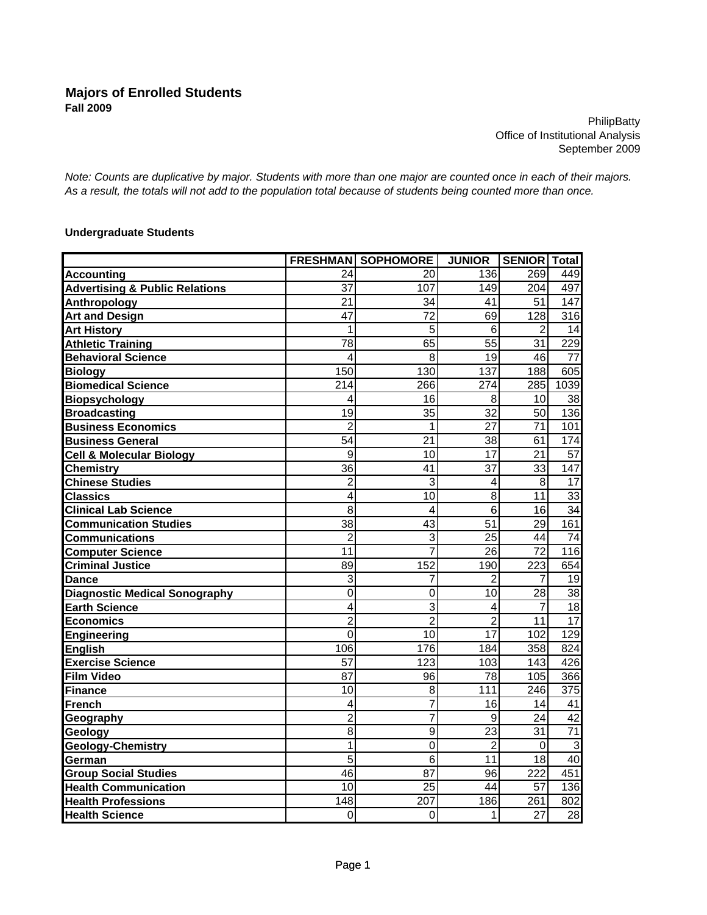## Majors of Enrolled Students
**Fall 2009**

PhilipBatty
Office of Institutional Analysis
September 2009

*Note: Counts are duplicative by major. Students with more than one major are counted once in each of their majors. As a result, the totals will not add to the population total because of students being counted more than once.*

**Undergraduate Students**

| | FRESHMAN | SOPHOMORE | JUNIOR | SENIOR | Total |
|---|---|---|---|---|---|
| **Accounting** | 24 | 20 | 136 | 269 | 449 |
| **Advertising & Public Relations** | 37 | 107 | 149 | 204 | 497 |
| **Anthropology** | 21 | 34 | 41 | 51 | 147 |
| **Art and Design** | 47 | 72 | 69 | 128 | 316 |
| **Art History** | 1 | 5 | 6 | 2 | 14 |
| **Athletic Training** | 78 | 65 | 55 | 31 | 229 |
| **Behavioral Science** | 4 | 8 | 19 | 46 | 77 |
| **Biology** | 150 | 130 | 137 | 188 | 605 |
| **Biomedical Science** | 214 | 266 | 274 | 285 | 1039 |
| **Biopsychology** | 4 | 16 | 8 | 10 | 38 |
| **Broadcasting** | 19 | 35 | 32 | 50 | 136 |
| **Business Economics** | 2 | 1 | 27 | 71 | 101 |
| **Business General** | 54 | 21 | 38 | 61 | 174 |
| **Cell & Molecular Biology** | 9 | 10 | 17 | 21 | 57 |
| **Chemistry** | 36 | 41 | 37 | 33 | 147 |
| **Chinese Studies** | 2 | 3 | 4 | 8 | 17 |
| **Classics** | 4 | 10 | 8 | 11 | 33 |
| **Clinical Lab Science** | 8 | 4 | 6 | 16 | 34 |
| **Communication Studies** | 38 | 43 | 51 | 29 | 161 |
| **Communications** | 2 | 3 | 25 | 44 | 74 |
| **Computer Science** | 11 | 7 | 26 | 72 | 116 |
| **Criminal Justice** | 89 | 152 | 190 | 223 | 654 |
| **Dance** | 3 | 7 | 2 | 7 | 19 |
| **Diagnostic Medical Sonography** | 0 | 0 | 10 | 28 | 38 |
| **Earth Science** | 4 | 3 | 4 | 7 | 18 |
| **Economics** | 2 | 2 | 2 | 11 | 17 |
| **Engineering** | 0 | 10 | 17 | 102 | 129 |
| **English** | 106 | 176 | 184 | 358 | 824 |
| **Exercise Science** | 57 | 123 | 103 | 143 | 426 |
| **Film Video** | 87 | 96 | 78 | 105 | 366 |
| **Finance** | 10 | 8 | 111 | 246 | 375 |
| **French** | 4 | 7 | 16 | 14 | 41 |
| **Geography** | 2 | 7 | 9 | 24 | 42 |
| **Geology** | 8 | 9 | 23 | 31 | 71 |
| **Geology-Chemistry** | 1 | 0 | 2 | 0 | 3 |
| **German** | 5 | 6 | 11 | 18 | 40 |
| **Group Social Studies** | 46 | 87 | 96 | 222 | 451 |
| **Health Communication** | 10 | 25 | 44 | 57 | 136 |
| **Health Professions** | 148 | 207 | 186 | 261 | 802 |
| **Health Science** | 0 | 0 | 1 | 27 | 28 |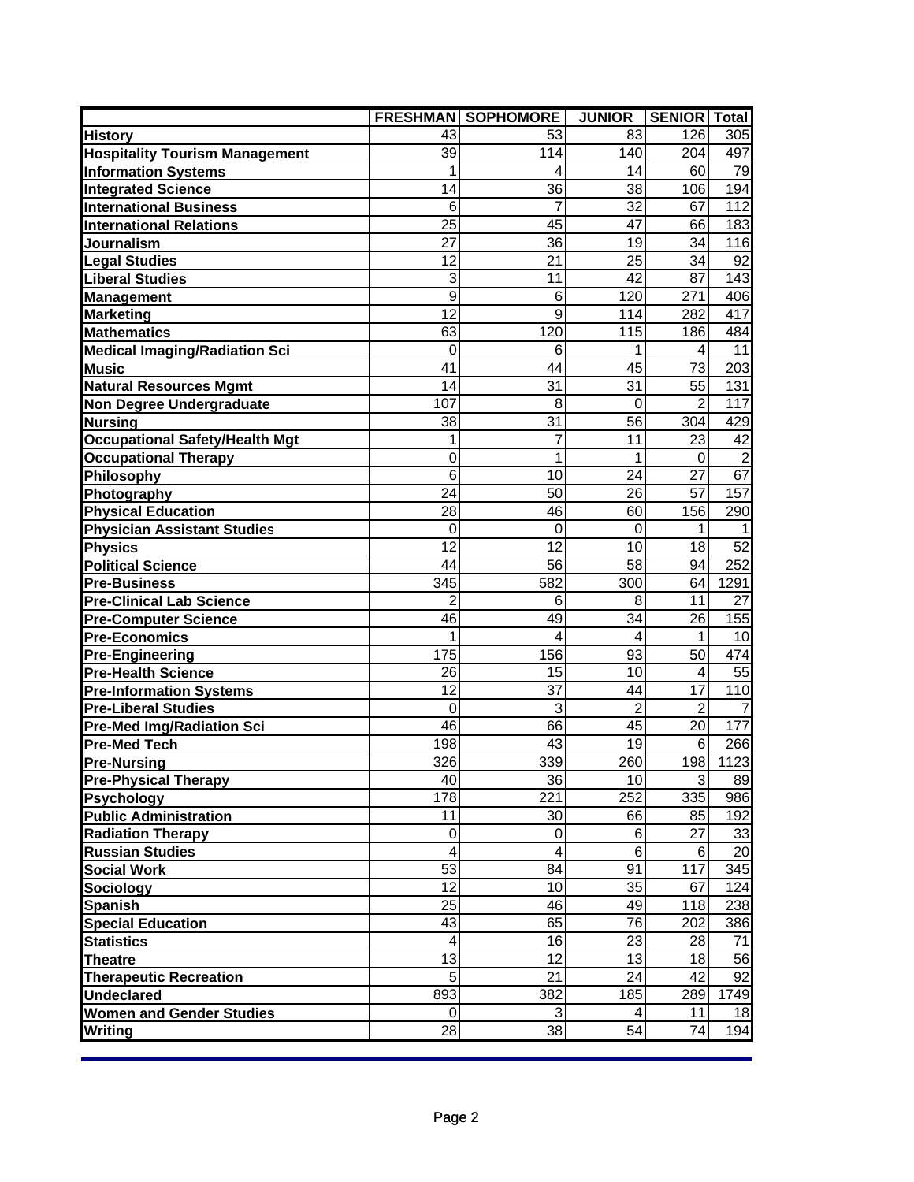| | FRESHMAN | SOPHOMORE | JUNIOR | SENIOR | Total |
|---|---|---|---|---|---|
| **History** | 43 | 53 | 83 | 126 | 305 |
| **Hospitality Tourism Management** | 39 | 114 | 140 | 204 | 497 |
| **Information Systems** | 1 | 4 | 14 | 60 | 79 |
| **Integrated Science** | 14 | 36 | 38 | 106 | 194 |
| **International Business** | 6 | 7 | 32 | 67 | 112 |
| **International Relations** | 25 | 45 | 47 | 66 | 183 |
| **Journalism** | 27 | 36 | 19 | 34 | 116 |
| **Legal Studies** | 12 | 21 | 25 | 34 | 92 |
| **Liberal Studies** | 3 | 11 | 42 | 87 | 143 |
| **Management** | 9 | 6 | 120 | 271 | 406 |
| **Marketing** | 12 | 9 | 114 | 282 | 417 |
| **Mathematics** | 63 | 120 | 115 | 186 | 484 |
| **Medical Imaging/Radiation Sci** | 0 | 6 | 1 | 4 | 11 |
| **Music** | 41 | 44 | 45 | 73 | 203 |
| **Natural Resources Mgmt** | 14 | 31 | 31 | 55 | 131 |
| **Non Degree Undergraduate** | 107 | 8 | 0 | 2 | 117 |
| **Nursing** | 38 | 31 | 56 | 304 | 429 |
| **Occupational Safety/Health Mgt** | 1 | 7 | 11 | 23 | 42 |
| **Occupational Therapy** | 0 | 1 | 1 | 0 | 2 |
| **Philosophy** | 6 | 10 | 24 | 27 | 67 |
| **Photography** | 24 | 50 | 26 | 57 | 157 |
| **Physical Education** | 28 | 46 | 60 | 156 | 290 |
| **Physician Assistant Studies** | 0 | 0 | 0 | 1 | 1 |
| **Physics** | 12 | 12 | 10 | 18 | 52 |
| **Political Science** | 44 | 56 | 58 | 94 | 252 |
| **Pre-Business** | 345 | 582 | 300 | 64 | 1291 |
| **Pre-Clinical Lab Science** | 2 | 6 | 8 | 11 | 27 |
| **Pre-Computer Science** | 46 | 49 | 34 | 26 | 155 |
| **Pre-Economics** | 1 | 4 | 4 | 1 | 10 |
| **Pre-Engineering** | 175 | 156 | 93 | 50 | 474 |
| **Pre-Health Science** | 26 | 15 | 10 | 4 | 55 |
| **Pre-Information Systems** | 12 | 37 | 44 | 17 | 110 |
| **Pre-Liberal Studies** | 0 | 3 | 2 | 2 | 7 |
| **Pre-Med Img/Radiation Sci** | 46 | 66 | 45 | 20 | 177 |
| **Pre-Med Tech** | 198 | 43 | 19 | 6 | 266 |
| **Pre-Nursing** | 326 | 339 | 260 | 198 | 1123 |
| **Pre-Physical Therapy** | 40 | 36 | 10 | 3 | 89 |
| **Psychology** | 178 | 221 | 252 | 335 | 986 |
| **Public Administration** | 11 | 30 | 66 | 85 | 192 |
| **Radiation Therapy** | 0 | 0 | 6 | 27 | 33 |
| **Russian Studies** | 4 | 4 | 6 | 6 | 20 |
| **Social Work** | 53 | 84 | 91 | 117 | 345 |
| **Sociology** | 12 | 10 | 35 | 67 | 124 |
| **Spanish** | 25 | 46 | 49 | 118 | 238 |
| **Special Education** | 43 | 65 | 76 | 202 | 386 |
| **Statistics** | 4 | 16 | 23 | 28 | 71 |
| **Theatre** | 13 | 12 | 13 | 18 | 56 |
| **Therapeutic Recreation** | 5 | 21 | 24 | 42 | 92 |
| **Undeclared** | 893 | 382 | 185 | 289 | 1749 |
| **Women and Gender Studies** | 0 | 3 | 4 | 11 | 18 |
| **Writing** | 28 | 38 | 54 | 74 | 194 |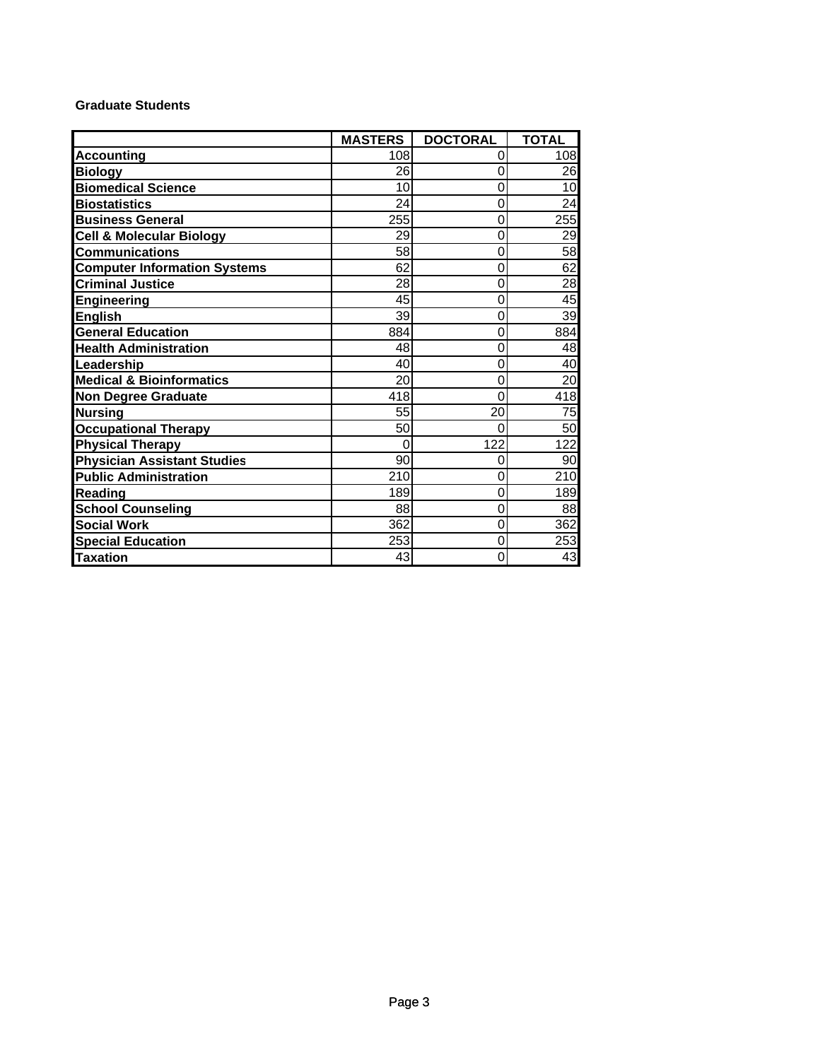**Graduate Students**

| | MASTERS | DOCTORAL | TOTAL |
|---|---|---|---|
| **Accounting** | 108 | 0 | 108 |
| **Biology** | 26 | 0 | 26 |
| **Biomedical Science** | 10 | 0 | 10 |
| **Biostatistics** | 24 | 0 | 24 |
| **Business General** | 255 | 0 | 255 |
| **Cell & Molecular Biology** | 29 | 0 | 29 |
| **Communications** | 58 | 0 | 58 |
| **Computer Information Systems** | 62 | 0 | 62 |
| **Criminal Justice** | 28 | 0 | 28 |
| **Engineering** | 45 | 0 | 45 |
| **English** | 39 | 0 | 39 |
| **General Education** | 884 | 0 | 884 |
| **Health Administration** | 48 | 0 | 48 |
| **Leadership** | 40 | 0 | 40 |
| **Medical & Bioinformatics** | 20 | 0 | 20 |
| **Non Degree Graduate** | 418 | 0 | 418 |
| **Nursing** | 55 | 20 | 75 |
| **Occupational Therapy** | 50 | 0 | 50 |
| **Physical Therapy** | 0 | 122 | 122 |
| **Physician Assistant Studies** | 90 | 0 | 90 |
| **Public Administration** | 210 | 0 | 210 |
| **Reading** | 189 | 0 | 189 |
| **School Counseling** | 88 | 0 | 88 |
| **Social Work** | 362 | 0 | 362 |
| **Special Education** | 253 | 0 | 253 |
| **Taxation** | 43 | 0 | 43 |